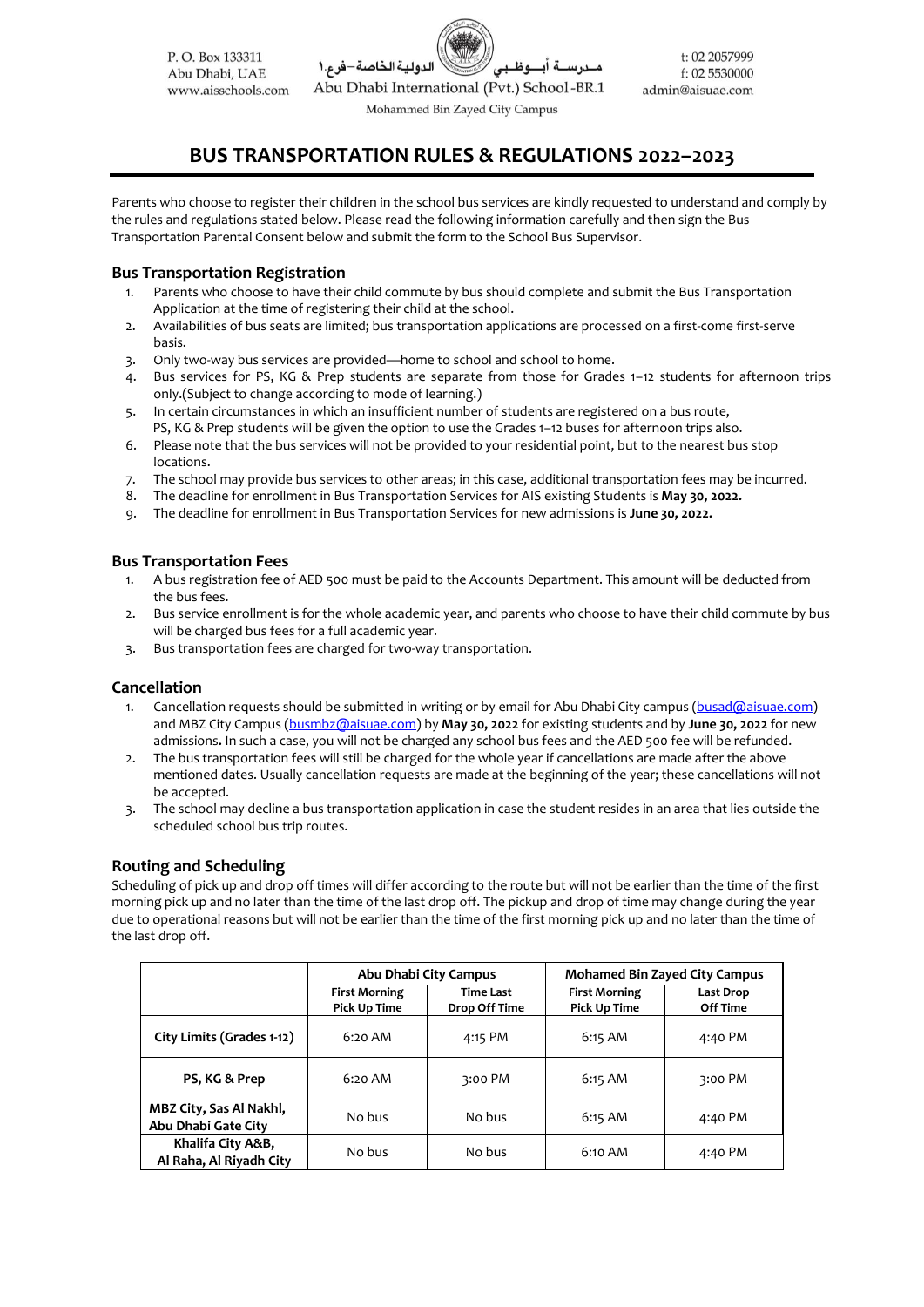P. O. Box 133311
Abu Dhabi, UAE
www.aisschools.com

مـدرسـة أبـوظـبـي الدولية الخاصة – فرع ١
Abu Dhabi International (Pvt.) School-BR.1
Mohammed Bin Zayed City Campus

t: 02 2057999
f: 02 5530000
admin@aisuae.com

# BUS TRANSPORTATION RULES & REGULATIONS 2022–2023

Parents who choose to register their children in the school bus services are kindly requested to understand and comply by the rules and regulations stated below. Please read the following information carefully and then sign the Bus Transportation Parental Consent below and submit the form to the School Bus Supervisor.

## Bus Transportation Registration

1. Parents who choose to have their child commute by bus should complete and submit the Bus Transportation Application at the time of registering their child at the school.
2. Availabilities of bus seats are limited; bus transportation applications are processed on a first-come first-serve basis.
3. Only two-way bus services are provided—home to school and school to home.
4. Bus services for PS, KG & Prep students are separate from those for Grades 1–12 students for afternoon trips only.(Subject to change according to mode of learning.)
5. In certain circumstances in which an insufficient number of students are registered on a bus route, PS, KG & Prep students will be given the option to use the Grades 1–12 buses for afternoon trips also.
6. Please note that the bus services will not be provided to your residential point, but to the nearest bus stop locations.
7. The school may provide bus services to other areas; in this case, additional transportation fees may be incurred.
8. The deadline for enrollment in Bus Transportation Services for AIS existing Students is **May 30, 2022.**
9. The deadline for enrollment in Bus Transportation Services for new admissions is **June 30, 2022.**

## Bus Transportation Fees

1. A bus registration fee of AED 500 must be paid to the Accounts Department. This amount will be deducted from the bus fees.
2. Bus service enrollment is for the whole academic year, and parents who choose to have their child commute by bus will be charged bus fees for a full academic year.
3. Bus transportation fees are charged for two-way transportation.

## Cancellation

1. Cancellation requests should be submitted in writing or by email for Abu Dhabi City campus (busad@aisuae.com) and MBZ City Campus (busmbz@aisuae.com) by **May 30, 2022** for existing students and by **June 30, 2022** for new admissions**.** In such a case, you will not be charged any school bus fees and the AED 500 fee will be refunded.
2. The bus transportation fees will still be charged for the whole year if cancellations are made after the above mentioned dates. Usually cancellation requests are made at the beginning of the year; these cancellations will not be accepted.
3. The school may decline a bus transportation application in case the student resides in an area that lies outside the scheduled school bus trip routes.

## Routing and Scheduling

Scheduling of pick up and drop off times will differ according to the route but will not be earlier than the time of the first morning pick up and no later than the time of the last drop off. The pickup and drop of time may change during the year due to operational reasons but will not be earlier than the time of the first morning pick up and no later than the time of the last drop off.

| | Abu Dhabi City Campus | | Mohamed Bin Zayed City Campus | |
|---|---|---|---|---|
| | **First Morning Pick Up Time** | **Time Last Drop Off Time** | **First Morning Pick Up Time** | **Last Drop Off Time** |
| **City Limits (Grades 1-12)** | 6:20 AM | 4:15 PM | 6:15 AM | 4:40 PM |
| **PS, KG & Prep** | 6:20 AM | 3:00 PM | 6:15 AM | 3:00 PM |
| **MBZ City, Sas Al Nakhl, Abu Dhabi Gate City** | No bus | No bus | 6:15 AM | 4:40 PM |
| **Khalifa City A&B, Al Raha, Al Riyadh City** | No bus | No bus | 6:10 AM | 4:40 PM |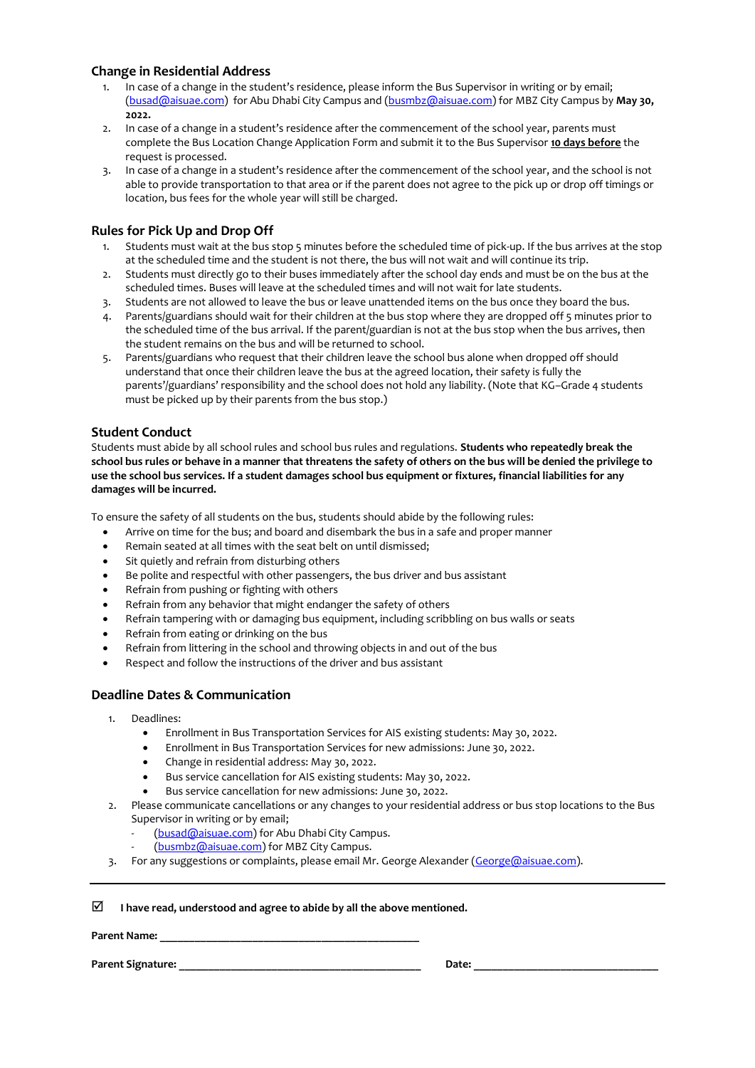## Change in Residential Address

1. In case of a change in the student's residence, please inform the Bus Supervisor in writing or by email; (busad@aisuae.com) for Abu Dhabi City Campus and (busmbz@aisuae.com) for MBZ City Campus by **May 30, 2022.**
2. In case of a change in a student's residence after the commencement of the school year, parents must complete the Bus Location Change Application Form and submit it to the Bus Supervisor **10 days before** the request is processed.
3. In case of a change in a student's residence after the commencement of the school year, and the school is not able to provide transportation to that area or if the parent does not agree to the pick up or drop off timings or location, bus fees for the whole year will still be charged.

## Rules for Pick Up and Drop Off

1. Students must wait at the bus stop 5 minutes before the scheduled time of pick-up. If the bus arrives at the stop at the scheduled time and the student is not there, the bus will not wait and will continue its trip.
2. Students must directly go to their buses immediately after the school day ends and must be on the bus at the scheduled times. Buses will leave at the scheduled times and will not wait for late students.
3. Students are not allowed to leave the bus or leave unattended items on the bus once they board the bus.
4. Parents/guardians should wait for their children at the bus stop where they are dropped off 5 minutes prior to the scheduled time of the bus arrival. If the parent/guardian is not at the bus stop when the bus arrives, then the student remains on the bus and will be returned to school.
5. Parents/guardians who request that their children leave the school bus alone when dropped off should understand that once their children leave the bus at the agreed location, their safety is fully the parents'/guardians' responsibility and the school does not hold any liability. (Note that KG–Grade 4 students must be picked up by their parents from the bus stop.)

## Student Conduct

Students must abide by all school rules and school bus rules and regulations. **Students who repeatedly break the school bus rules or behave in a manner that threatens the safety of others on the bus will be denied the privilege to use the school bus services. If a student damages school bus equipment or fixtures, financial liabilities for any damages will be incurred.**

To ensure the safety of all students on the bus, students should abide by the following rules:

- Arrive on time for the bus; and board and disembark the bus in a safe and proper manner
- Remain seated at all times with the seat belt on until dismissed;
- Sit quietly and refrain from disturbing others
- Be polite and respectful with other passengers, the bus driver and bus assistant
- Refrain from pushing or fighting with others
- Refrain from any behavior that might endanger the safety of others
- Refrain tampering with or damaging bus equipment, including scribbling on bus walls or seats
- Refrain from eating or drinking on the bus
- Refrain from littering in the school and throwing objects in and out of the bus
- Respect and follow the instructions of the driver and bus assistant

## Deadline Dates & Communication

1. Deadlines:
   - Enrollment in Bus Transportation Services for AIS existing students: May 30, 2022.
   - Enrollment in Bus Transportation Services for new admissions: June 30, 2022.
   - Change in residential address: May 30, 2022.
   - Bus service cancellation for AIS existing students: May 30, 2022.
   - Bus service cancellation for new admissions: June 30, 2022.
2. Please communicate cancellations or any changes to your residential address or bus stop locations to the Bus Supervisor in writing or by email;
   - (busad@aisuae.com) for Abu Dhabi City Campus.
   - (busmbz@aisuae.com) for MBZ City Campus.
3. For any suggestions or complaints, please email Mr. George Alexander (George@aisuae.com).

---

☑ **I have read, understood and agree to abide by all the above mentioned.**

**Parent Name:** ____________________________________________

**Parent Signature:** ________________________________________ **Date:** ________________________________